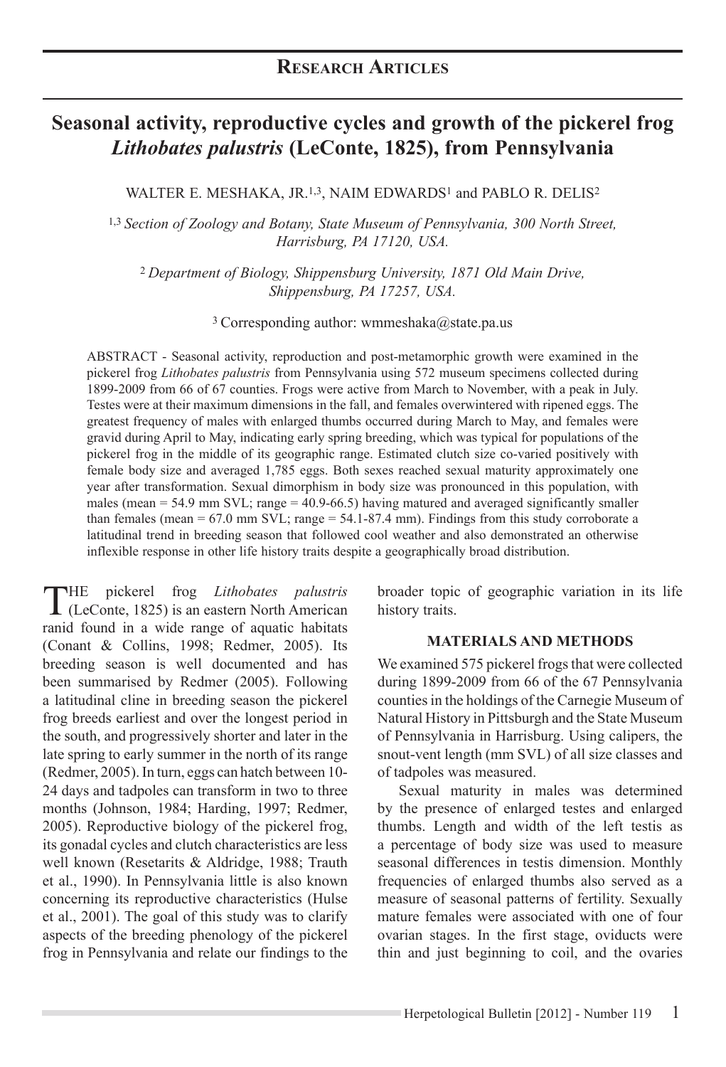## Research Articles

# Seasonal activity, reproductive cycles and growth of the pickerel frog *Lithobates palustris* (LeConte, 1825), from Pennsylvania

WALTER E. MESHAKA, JR.[1,3], NAIM EDWARDS[1] and PABLO R. DELIS[2]

[1,3] *Section of Zoology and Botany, State Museum of Pennsylvania, 300 North Street, Harrisburg, PA 17120, USA.*

[2] *Department of Biology, Shippensburg University, 1871 Old Main Drive, Shippensburg, PA 17257, USA.*

[3] Corresponding author: wmmeshaka@state.pa.us

ABSTRACT - Seasonal activity, reproduction and post-metamorphic growth were examined in the pickerel frog *Lithobates palustris* from Pennsylvania using 572 museum specimens collected during 1899-2009 from 66 of 67 counties. Frogs were active from March to November, with a peak in July. Testes were at their maximum dimensions in the fall, and females overwintered with ripened eggs. The greatest frequency of males with enlarged thumbs occurred during March to May, and females were gravid during April to May, indicating early spring breeding, which was typical for populations of the pickerel frog in the middle of its geographic range. Estimated clutch size co-varied positively with female body size and averaged 1,785 eggs. Both sexes reached sexual maturity approximately one year after transformation. Sexual dimorphism in body size was pronounced in this population, with males (mean = 54.9 mm SVL; range = 40.9-66.5) having matured and averaged significantly smaller than females (mean = 67.0 mm SVL; range = 54.1-87.4 mm). Findings from this study corroborate a latitudinal trend in breeding season that followed cool weather and also demonstrated an otherwise inflexible response in other life history traits despite a geographically broad distribution.

THE pickerel frog *Lithobates palustris* (LeConte, 1825) is an eastern North American ranid found in a wide range of aquatic habitats (Conant & Collins, 1998; Redmer, 2005). Its breeding season is well documented and has been summarised by Redmer (2005). Following a latitudinal cline in breeding season the pickerel frog breeds earliest and over the longest period in the south, and progressively shorter and later in the late spring to early summer in the north of its range (Redmer, 2005). In turn, eggs can hatch between 10-24 days and tadpoles can transform in two to three months (Johnson, 1984; Harding, 1997; Redmer, 2005). Reproductive biology of the pickerel frog, its gonadal cycles and clutch characteristics are less well known (Resetarits & Aldridge, 1988; Trauth et al., 1990). In Pennsylvania little is also known concerning its reproductive characteristics (Hulse et al., 2001). The goal of this study was to clarify aspects of the breeding phenology of the pickerel frog in Pennsylvania and relate our findings to the broader topic of geographic variation in its life history traits.

## MATERIALS AND METHODS

We examined 575 pickerel frogs that were collected during 1899-2009 from 66 of the 67 Pennsylvania counties in the holdings of the Carnegie Museum of Natural History in Pittsburgh and the State Museum of Pennsylvania in Harrisburg. Using calipers, the snout-vent length (mm SVL) of all size classes and of tadpoles was measured.

Sexual maturity in males was determined by the presence of enlarged testes and enlarged thumbs. Length and width of the left testis as a percentage of body size was used to measure seasonal differences in testis dimension. Monthly frequencies of enlarged thumbs also served as a measure of seasonal patterns of fertility. Sexually mature females were associated with one of four ovarian stages. In the first stage, oviducts were thin and just beginning to coil, and the ovaries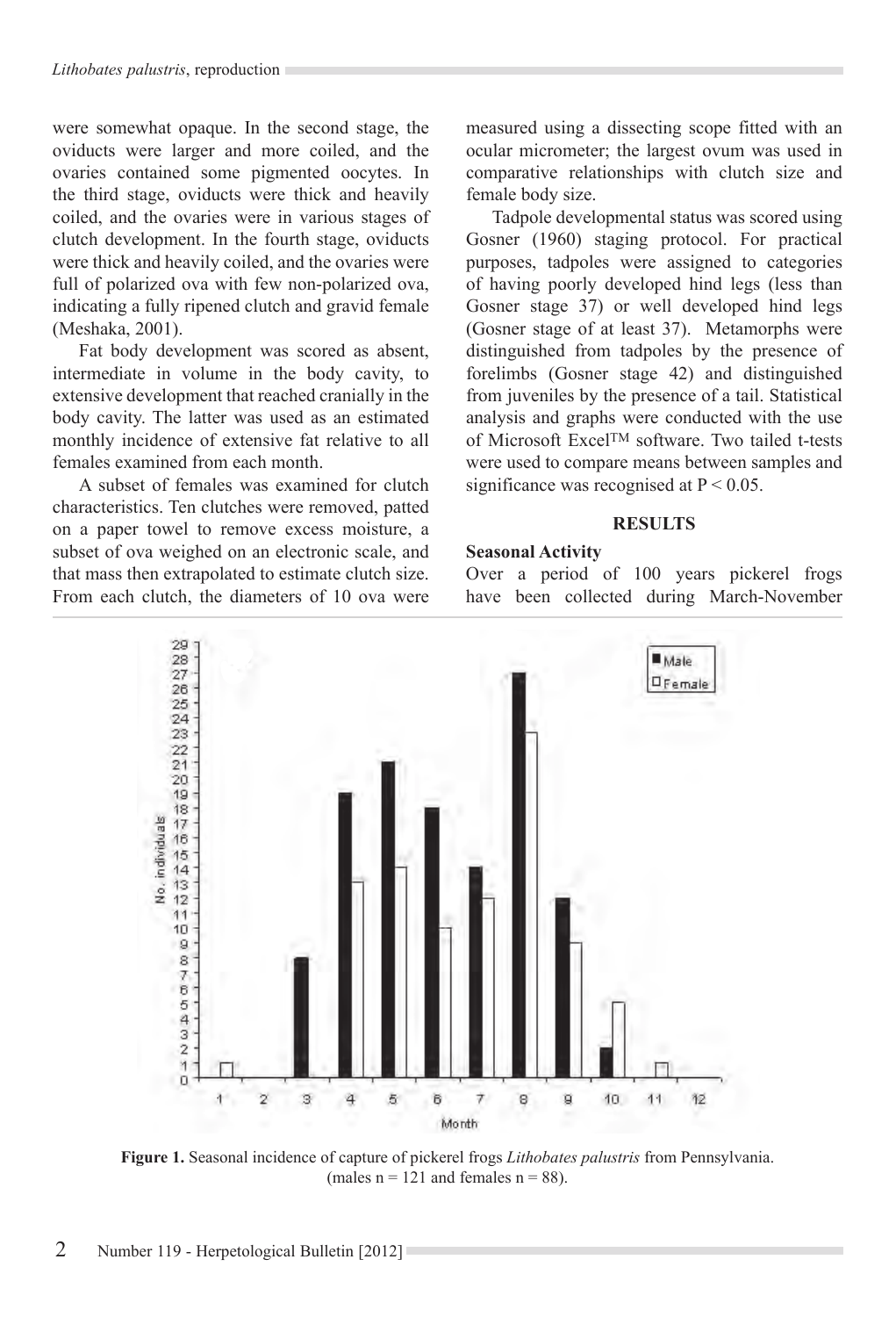were somewhat opaque. In the second stage, the oviducts were larger and more coiled, and the ovaries contained some pigmented oocytes. In the third stage, oviducts were thick and heavily coiled, and the ovaries were in various stages of clutch development. In the fourth stage, oviducts were thick and heavily coiled, and the ovaries were full of polarized ova with few non-polarized ova, indicating a fully ripened clutch and gravid female (Meshaka, 2001).

Fat body development was scored as absent, intermediate in volume in the body cavity, to extensive development that reached cranially in the body cavity. The latter was used as an estimated monthly incidence of extensive fat relative to all females examined from each month.

A subset of females was examined for clutch characteristics. Ten clutches were removed, patted on a paper towel to remove excess moisture, a subset of ova weighed on an electronic scale, and that mass then extrapolated to estimate clutch size. From each clutch, the diameters of 10 ova were measured using a dissecting scope fitted with an ocular micrometer; the largest ovum was used in comparative relationships with clutch size and female body size.

Tadpole developmental status was scored using Gosner (1960) staging protocol. For practical purposes, tadpoles were assigned to categories of having poorly developed hind legs (less than Gosner stage 37) or well developed hind legs (Gosner stage of at least 37). Metamorphs were distinguished from tadpoles by the presence of forelimbs (Gosner stage 42) and distinguished from juveniles by the presence of a tail. Statistical analysis and graphs were conducted with the use of Microsoft Excel™ software. Two tailed t-tests were used to compare means between samples and significance was recognised at $P < 0.05$.

## RESULTS

**Seasonal Activity**

Over a period of 100 years pickerel frogs have been collected during March-November

**Figure 1.** Seasonal incidence of capture of pickerel frogs *Lithobates palustris* from Pennsylvania. (males n = 121 and females n = 88).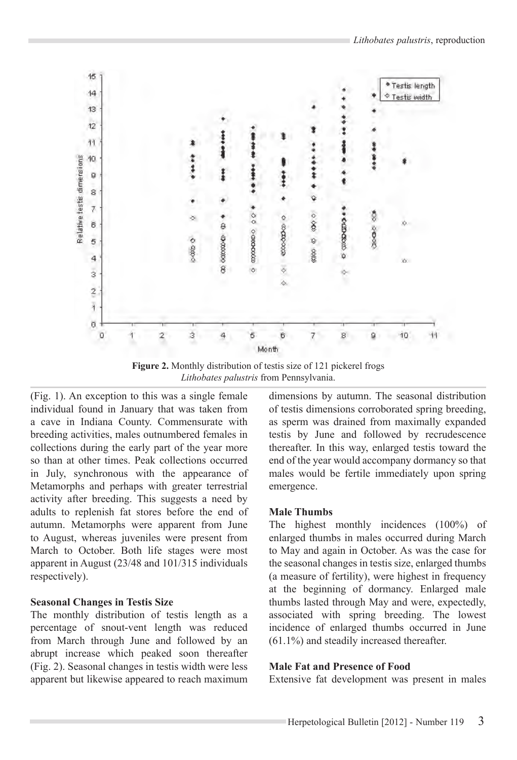**Figure 2.** Monthly distribution of testis size of 121 pickerel frogs *Lithobates palustris* from Pennsylvania.

(Fig. 1). An exception to this was a single female individual found in January that was taken from a cave in Indiana County. Commensurate with breeding activities, males outnumbered females in collections during the early part of the year more so than at other times. Peak collections occurred in July, synchronous with the appearance of Metamorphs and perhaps with greater terrestrial activity after breeding. This suggests a need by adults to replenish fat stores before the end of autumn. Metamorphs were apparent from June to August, whereas juveniles were present from March to October. Both life stages were most apparent in August (23/48 and 101/315 individuals respectively).

**Seasonal Changes in Testis Size**

The monthly distribution of testis length as a percentage of snout-vent length was reduced from March through June and followed by an abrupt increase which peaked soon thereafter (Fig. 2). Seasonal changes in testis width were less apparent but likewise appeared to reach maximum dimensions by autumn. The seasonal distribution of testis dimensions corroborated spring breeding, as sperm was drained from maximally expanded testis by June and followed by recrudescence thereafter. In this way, enlarged testis toward the end of the year would accompany dormancy so that males would be fertile immediately upon spring emergence.

**Male Thumbs**

The highest monthly incidences (100%) of enlarged thumbs in males occurred during March to May and again in October. As was the case for the seasonal changes in testis size, enlarged thumbs (a measure of fertility), were highest in frequency at the beginning of dormancy. Enlarged male thumbs lasted through May and were, expectedly, associated with spring breeding. The lowest incidence of enlarged thumbs occurred in June (61.1%) and steadily increased thereafter.

**Male Fat and Presence of Food**

Extensive fat development was present in males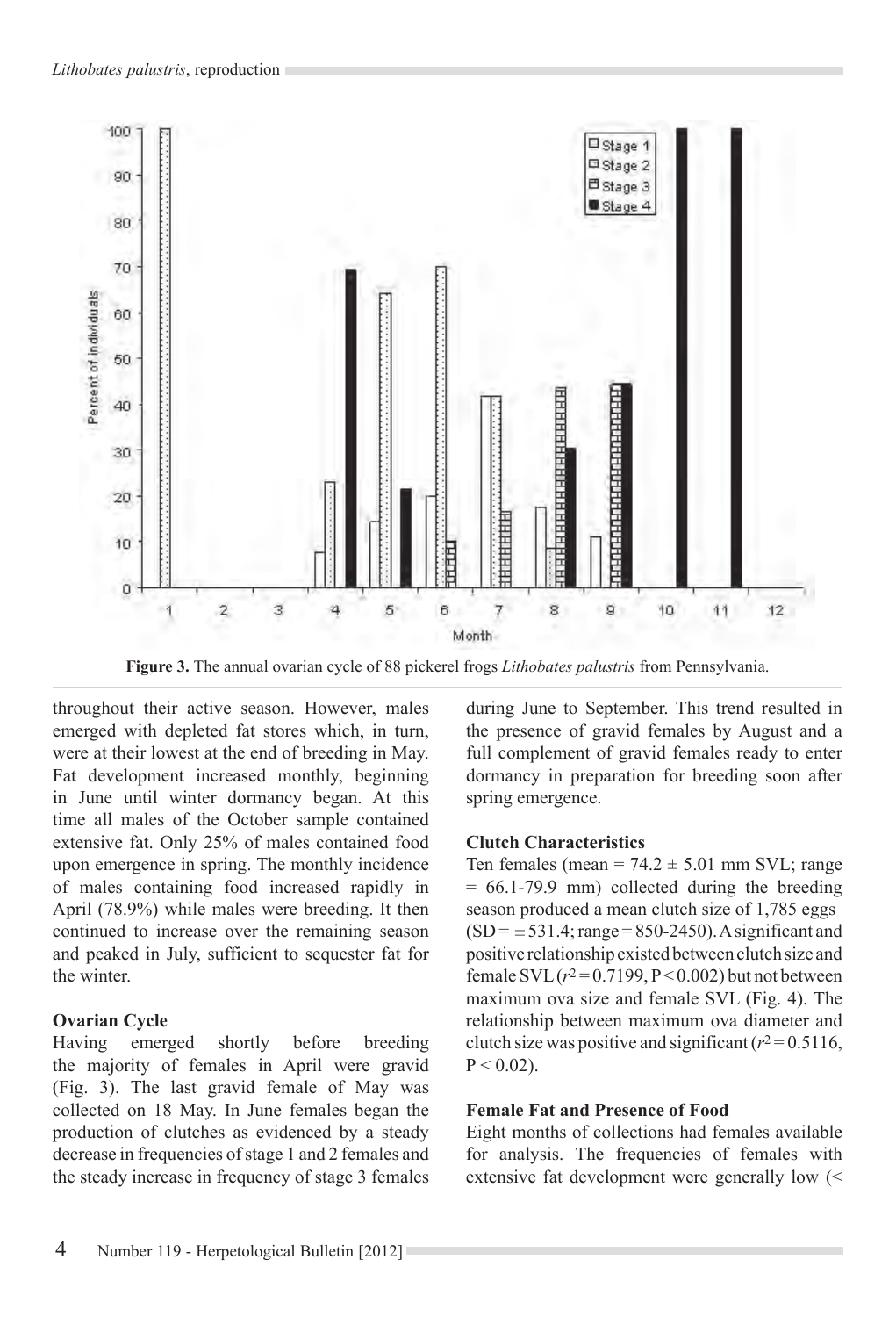**Figure 3.** The annual ovarian cycle of 88 pickerel frogs *Lithobates palustris* from Pennsylvania.

throughout their active season. However, males emerged with depleted fat stores which, in turn, were at their lowest at the end of breeding in May. Fat development increased monthly, beginning in June until winter dormancy began. At this time all males of the October sample contained extensive fat. Only 25% of males contained food upon emergence in spring. The monthly incidence of males containing food increased rapidly in April (78.9%) while males were breeding. It then continued to increase over the remaining season and peaked in July, sufficient to sequester fat for the winter.

### Ovarian Cycle

Having emerged shortly before breeding the majority of females in April were gravid (Fig. 3). The last gravid female of May was collected on 18 May. In June females began the production of clutches as evidenced by a steady decrease in frequencies of stage 1 and 2 females and the steady increase in frequency of stage 3 females during June to September. This trend resulted in the presence of gravid females by August and a full complement of gravid females ready to enter dormancy in preparation for breeding soon after spring emergence.

### Clutch Characteristics

Ten females (mean = 74.2 ± 5.01 mm SVL; range = 66.1-79.9 mm) collected during the breeding season produced a mean clutch size of 1,785 eggs (SD = ± 531.4; range = 850-2450). A significant and positive relationship existed between clutch size and female SVL ($r^2 = 0.7199$, $P < 0.002$) but not between maximum ova size and female SVL (Fig. 4). The relationship between maximum ova diameter and clutch size was positive and significant ($r^2 = 0.5116$, $P < 0.02$).

### Female Fat and Presence of Food

Eight months of collections had females available for analysis. The frequencies of females with extensive fat development were generally low (<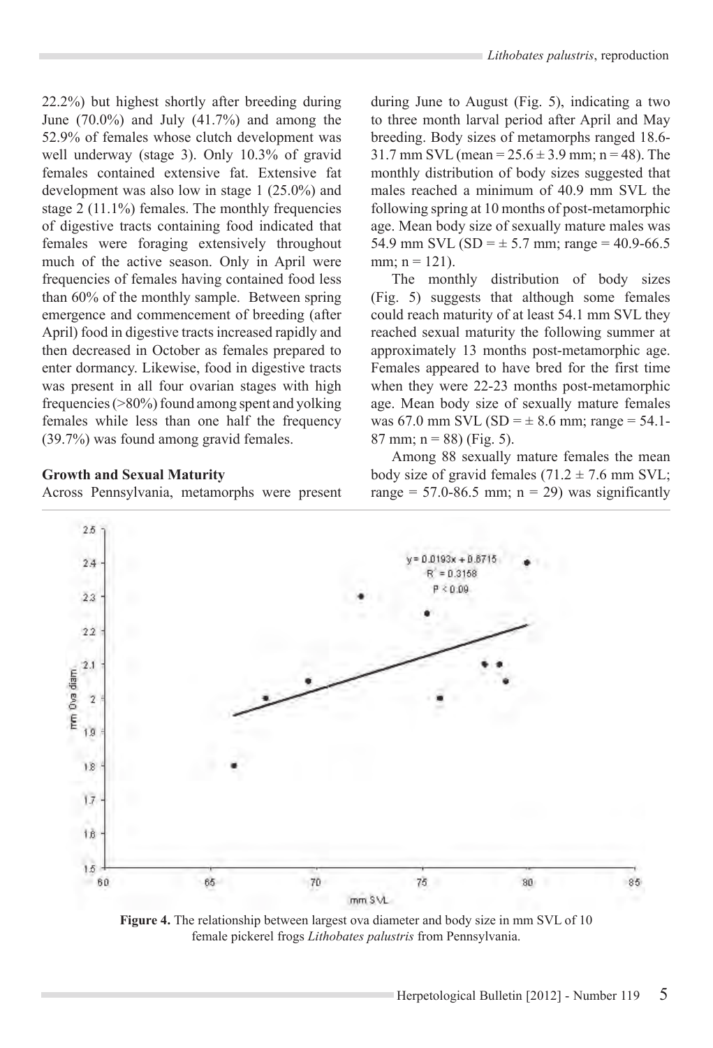22.2%) but highest shortly after breeding during June (70.0%) and July (41.7%) and among the 52.9% of females whose clutch development was well underway (stage 3). Only 10.3% of gravid females contained extensive fat. Extensive fat development was also low in stage 1 (25.0%) and stage 2 (11.1%) females. The monthly frequencies of digestive tracts containing food indicated that females were foraging extensively throughout much of the active season. Only in April were frequencies of females having contained food less than 60% of the monthly sample. Between spring emergence and commencement of breeding (after April) food in digestive tracts increased rapidly and then decreased in October as females prepared to enter dormancy. Likewise, food in digestive tracts was present in all four ovarian stages with high frequencies (>80%) found among spent and yolking females while less than one half the frequency (39.7%) was found among gravid females.

**Growth and Sexual Maturity**

Across Pennsylvania, metamorphs were present during June to August (Fig. 5), indicating a two to three month larval period after April and May breeding. Body sizes of metamorphs ranged 18.6-31.7 mm SVL (mean = 25.6 ± 3.9 mm; n = 48). The monthly distribution of body sizes suggested that males reached a minimum of 40.9 mm SVL the following spring at 10 months of post-metamorphic age. Mean body size of sexually mature males was 54.9 mm SVL (SD = ± 5.7 mm; range = 40.9-66.5 mm; n = 121).

The monthly distribution of body sizes (Fig. 5) suggests that although some females could reach maturity of at least 54.1 mm SVL they reached sexual maturity the following summer at approximately 13 months post-metamorphic age. Females appeared to have bred for the first time when they were 22-23 months post-metamorphic age. Mean body size of sexually mature females was 67.0 mm SVL (SD = ± 8.6 mm; range = 54.1-87 mm; n = 88) (Fig. 5).

Among 88 sexually mature females the mean body size of gravid females (71.2 ± 7.6 mm SVL; range = 57.0-86.5 mm; n = 29) was significantly

**Figure 4.** The relationship between largest ova diameter and body size in mm SVL of 10 female pickerel frogs *Lithobates palustris* from Pennsylvania.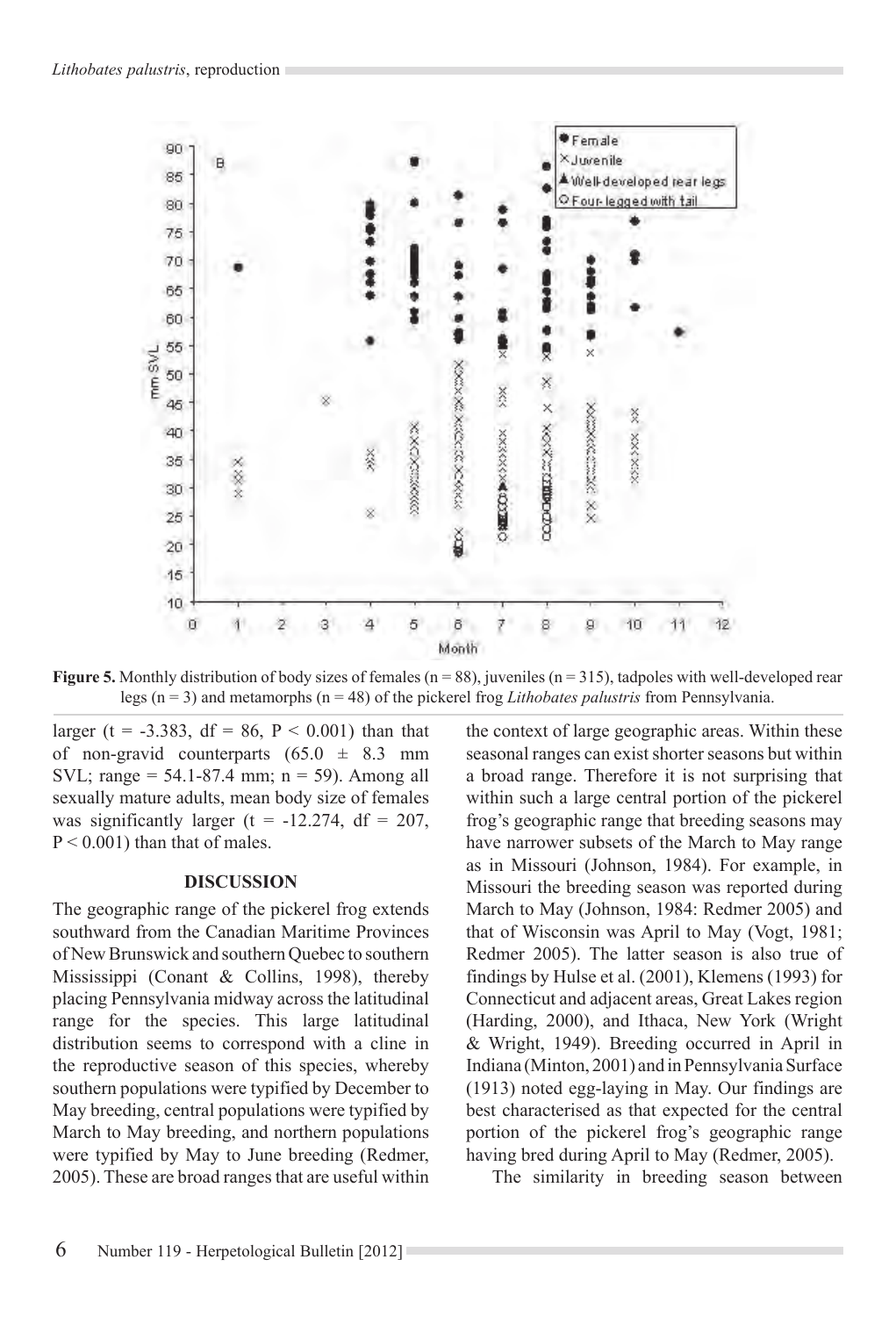**Figure 5.** Monthly distribution of body sizes of females (n = 88), juveniles (n = 315), tadpoles with well-developed rear legs (n = 3) and metamorphs (n = 48) of the pickerel frog *Lithobates palustris* from Pennsylvania.

larger (t = -3.383, df = 86, P < 0.001) than that of non-gravid counterparts (65.0 ± 8.3 mm SVL; range = 54.1-87.4 mm; n = 59). Among all sexually mature adults, mean body size of females was significantly larger (t = -12.274, df = 207, P < 0.001) than that of males.

## DISCUSSION

The geographic range of the pickerel frog extends southward from the Canadian Maritime Provinces of New Brunswick and southern Quebec to southern Mississippi (Conant & Collins, 1998), thereby placing Pennsylvania midway across the latitudinal range for the species. This large latitudinal distribution seems to correspond with a cline in the reproductive season of this species, whereby southern populations were typified by December to May breeding, central populations were typified by March to May breeding, and northern populations were typified by May to June breeding (Redmer, 2005). These are broad ranges that are useful within the context of large geographic areas. Within these seasonal ranges can exist shorter seasons but within a broad range. Therefore it is not surprising that within such a large central portion of the pickerel frog's geographic range that breeding seasons may have narrower subsets of the March to May range as in Missouri (Johnson, 1984). For example, in Missouri the breeding season was reported during March to May (Johnson, 1984: Redmer 2005) and that of Wisconsin was April to May (Vogt, 1981; Redmer 2005). The latter season is also true of findings by Hulse et al. (2001), Klemens (1993) for Connecticut and adjacent areas, Great Lakes region (Harding, 2000), and Ithaca, New York (Wright & Wright, 1949). Breeding occurred in April in Indiana (Minton, 2001) and in Pennsylvania Surface (1913) noted egg-laying in May. Our findings are best characterised as that expected for the central portion of the pickerel frog's geographic range having bred during April to May (Redmer, 2005).

The similarity in breeding season between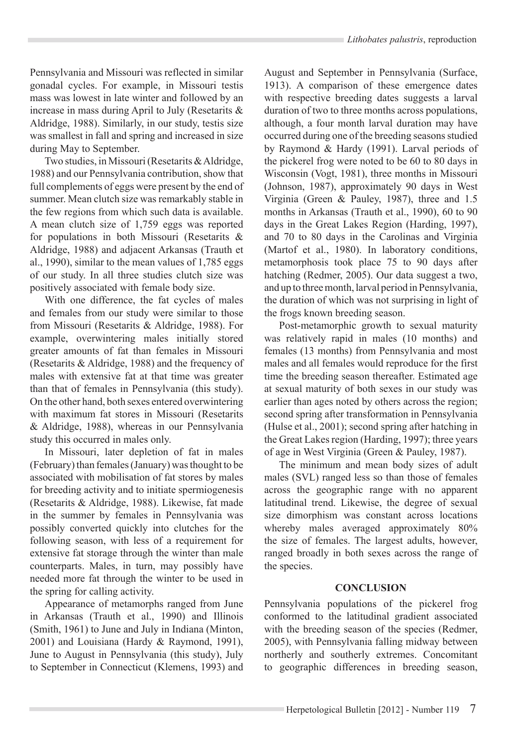Pennsylvania and Missouri was reflected in similar gonadal cycles. For example, in Missouri testis mass was lowest in late winter and followed by an increase in mass during April to July (Resetarits & Aldridge, 1988). Similarly, in our study, testis size was smallest in fall and spring and increased in size during May to September.

Two studies, in Missouri (Resetarits & Aldridge, 1988) and our Pennsylvania contribution, show that full complements of eggs were present by the end of summer. Mean clutch size was remarkably stable in the few regions from which such data is available. A mean clutch size of 1,759 eggs was reported for populations in both Missouri (Resetarits & Aldridge, 1988) and adjacent Arkansas (Trauth et al., 1990), similar to the mean values of 1,785 eggs of our study. In all three studies clutch size was positively associated with female body size.

With one difference, the fat cycles of males and females from our study were similar to those from Missouri (Resetarits & Aldridge, 1988). For example, overwintering males initially stored greater amounts of fat than females in Missouri (Resetarits & Aldridge, 1988) and the frequency of males with extensive fat at that time was greater than that of females in Pennsylvania (this study). On the other hand, both sexes entered overwintering with maximum fat stores in Missouri (Resetarits & Aldridge, 1988), whereas in our Pennsylvania study this occurred in males only.

In Missouri, later depletion of fat in males (February) than females (January) was thought to be associated with mobilisation of fat stores by males for breeding activity and to initiate spermiogenesis (Resetarits & Aldridge, 1988). Likewise, fat made in the summer by females in Pennsylvania was possibly converted quickly into clutches for the following season, with less of a requirement for extensive fat storage through the winter than male counterparts. Males, in turn, may possibly have needed more fat through the winter to be used in the spring for calling activity.

Appearance of metamorphs ranged from June in Arkansas (Trauth et al., 1990) and Illinois (Smith, 1961) to June and July in Indiana (Minton, 2001) and Louisiana (Hardy & Raymond, 1991), June to August in Pennsylvania (this study), July to September in Connecticut (Klemens, 1993) and August and September in Pennsylvania (Surface, 1913). A comparison of these emergence dates with respective breeding dates suggests a larval duration of two to three months across populations, although, a four month larval duration may have occurred during one of the breeding seasons studied by Raymond & Hardy (1991). Larval periods of the pickerel frog were noted to be 60 to 80 days in Wisconsin (Vogt, 1981), three months in Missouri (Johnson, 1987), approximately 90 days in West Virginia (Green & Pauley, 1987), three and 1.5 months in Arkansas (Trauth et al., 1990), 60 to 90 days in the Great Lakes Region (Harding, 1997), and 70 to 80 days in the Carolinas and Virginia (Martof et al., 1980). In laboratory conditions, metamorphosis took place 75 to 90 days after hatching (Redmer, 2005). Our data suggest a two, and up to three month, larval period in Pennsylvania, the duration of which was not surprising in light of the frogs known breeding season.

Post-metamorphic growth to sexual maturity was relatively rapid in males (10 months) and females (13 months) from Pennsylvania and most males and all females would reproduce for the first time the breeding season thereafter. Estimated age at sexual maturity of both sexes in our study was earlier than ages noted by others across the region; second spring after transformation in Pennsylvania (Hulse et al., 2001); second spring after hatching in the Great Lakes region (Harding, 1997); three years of age in West Virginia (Green & Pauley, 1987).

The minimum and mean body sizes of adult males (SVL) ranged less so than those of females across the geographic range with no apparent latitudinal trend. Likewise, the degree of sexual size dimorphism was constant across locations whereby males averaged approximately 80% the size of females. The largest adults, however, ranged broadly in both sexes across the range of the species.

## CONCLUSION

Pennsylvania populations of the pickerel frog conformed to the latitudinal gradient associated with the breeding season of the species (Redmer, 2005), with Pennsylvania falling midway between northerly and southerly extremes. Concomitant to geographic differences in breeding season,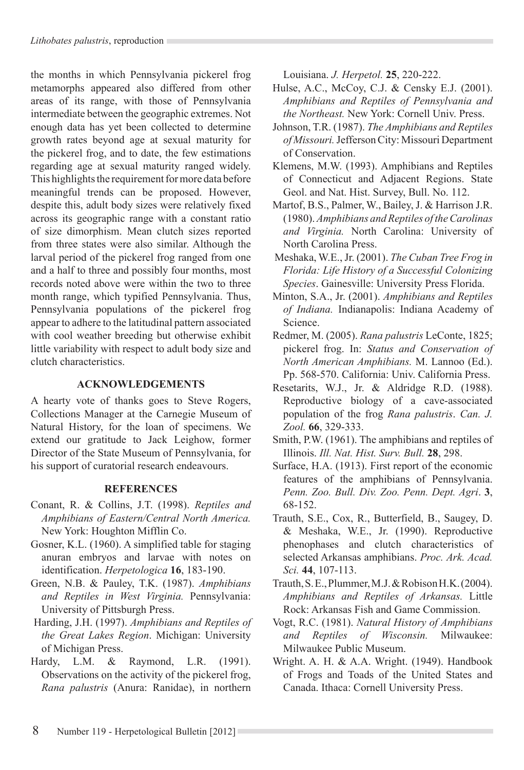the months in which Pennsylvania pickerel frog metamorphs appeared also differed from other areas of its range, with those of Pennsylvania intermediate between the geographic extremes. Not enough data has yet been collected to determine growth rates beyond age at sexual maturity for the pickerel frog, and to date, the few estimations regarding age at sexual maturity ranged widely. This highlights the requirement for more data before meaningful trends can be proposed. However, despite this, adult body sizes were relatively fixed across its geographic range with a constant ratio of size dimorphism. Mean clutch sizes reported from three states were also similar. Although the larval period of the pickerel frog ranged from one and a half to three and possibly four months, most records noted above were within the two to three month range, which typified Pennsylvania. Thus, Pennsylvania populations of the pickerel frog appear to adhere to the latitudinal pattern associated with cool weather breeding but otherwise exhibit little variability with respect to adult body size and clutch characteristics.

## ACKNOWLEDGEMENTS

A hearty vote of thanks goes to Steve Rogers, Collections Manager at the Carnegie Museum of Natural History, for the loan of specimens. We extend our gratitude to Jack Leighow, former Director of the State Museum of Pennsylvania, for his support of curatorial research endeavours.

## REFERENCES

Conant, R. & Collins, J.T. (1998). *Reptiles and Amphibians of Eastern/Central North America.* New York: Houghton Mifflin Co.

Gosner, K.L. (1960). A simplified table for staging anuran embryos and larvae with notes on identification. *Herpetologica* **16**, 183-190.

Green, N.B. & Pauley, T.K. (1987). *Amphibians and Reptiles in West Virginia.* Pennsylvania: University of Pittsburgh Press.

Harding, J.H. (1997). *Amphibians and Reptiles of the Great Lakes Region*. Michigan: University of Michigan Press.

Hardy, L.M. & Raymond, L.R. (1991). Observations on the activity of the pickerel frog, *Rana palustris* (Anura: Ranidae), in northern Louisiana. *J. Herpetol.* **25**, 220-222.

Hulse, A.C., McCoy, C.J. & Censky E.J. (2001). *Amphibians and Reptiles of Pennsylvania and the Northeast.* New York: Cornell Univ. Press.

Johnson, T.R. (1987). *The Amphibians and Reptiles of Missouri.* Jefferson City: Missouri Department of Conservation.

Klemens, M.W. (1993). Amphibians and Reptiles of Connecticut and Adjacent Regions. State Geol. and Nat. Hist. Survey, Bull. No. 112.

Martof, B.S., Palmer, W., Bailey, J. & Harrison J.R. (1980). *Amphibians and Reptiles of the Carolinas and Virginia.* North Carolina: University of North Carolina Press.

Meshaka, W.E., Jr. (2001). *The Cuban Tree Frog in Florida: Life History of a Successful Colonizing Species*. Gainesville: University Press Florida.

Minton, S.A., Jr. (2001). *Amphibians and Reptiles of Indiana.* Indianapolis: Indiana Academy of Science.

Redmer, M. (2005). *Rana palustris* LeConte, 1825; pickerel frog. In: *Status and Conservation of North American Amphibians.* M. Lannoo (Ed.). Pp. 568-570. California: Univ. California Press.

Resetarits, W.J., Jr. & Aldridge R.D. (1988). Reproductive biology of a cave-associated population of the frog *Rana palustris*. *Can. J. Zool.* **66**, 329-333.

Smith, P.W. (1961). The amphibians and reptiles of Illinois. *Ill. Nat. Hist. Surv. Bull.* **28**, 298.

Surface, H.A. (1913). First report of the economic features of the amphibians of Pennsylvania. *Penn. Zoo. Bull. Div. Zoo. Penn. Dept. Agri*. **3**, 68-152.

Trauth, S.E., Cox, R., Butterfield, B., Saugey, D. & Meshaka, W.E., Jr. (1990). Reproductive phenophases and clutch characteristics of selected Arkansas amphibians. *Proc. Ark. Acad. Sci.* **44**, 107-113.

Trauth, S.E., Plummer, M.J. & Robison H.K. (2004). *Amphibians and Reptiles of Arkansas.* Little Rock: Arkansas Fish and Game Commission.

Vogt, R.C. (1981). *Natural History of Amphibians and Reptiles of Wisconsin.* Milwaukee: Milwaukee Public Museum.

Wright. A. H. & A.A. Wright. (1949). Handbook of Frogs and Toads of the United States and Canada. Ithaca: Cornell University Press.